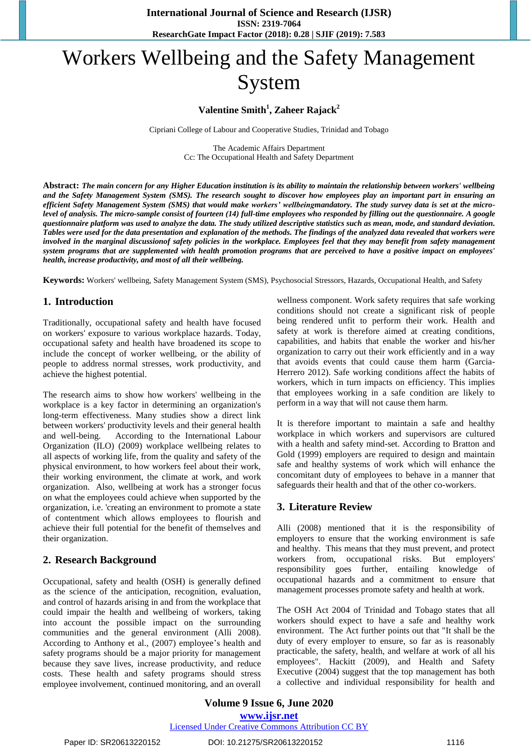# Workers Wellbeing and the Safety Management System

**Valentine Smith[1], Zaheer Rajack[2]**

Cipriani College of Labour and Cooperative Studies, Trinidad and Tobago

The Academic Affairs Department
Cc: The Occupational Health and Safety Department

**Abstract:** ***The main concern for any Higher Education institution is its ability to maintain the relationship between workers' wellbeing and the Safety Management System (SMS). The research sought to discover how employees play an important part in ensuring an efficient Safety Management System (SMS) that would make workers' wellbeingmandatory. The study survey data is set at the micro-level of analysis. The micro-sample consist of fourteen (14) full-time employees who responded by filling out the questionnaire. A google questionnaire platform was used to analyze the data. The study utilized descriptive statistics such as mean, mode, and standard deviation. Tables were used for the data presentation and explanation of the methods. The findings of the analyzed data revealed that workers were involved in the marginal discussionof safety policies in the workplace. Employees feel that they may benefit from safety management system programs that are supplemented with health promotion programs that are perceived to have a positive impact on employees' health, increase productivity, and most of all their wellbeing.***

**Keywords:** Workers' wellbeing, Safety Management System (SMS), Psychosocial Stressors, Hazards, Occupational Health, and Safety

## 1. Introduction

Traditionally, occupational safety and health have focused on workers' exposure to various workplace hazards. Today, occupational safety and health have broadened its scope to include the concept of worker wellbeing, or the ability of people to address normal stresses, work productivity, and achieve the highest potential.

The research aims to show how workers' wellbeing in the workplace is a key factor in determining an organization's long-term effectiveness. Many studies show a direct link between workers' productivity levels and their general health and well-being. According to the International Labour Organization (ILO) (2009) workplace wellbeing relates to all aspects of working life, from the quality and safety of the physical environment, to how workers feel about their work, their working environment, the climate at work, and work organization. Also, wellbeing at work has a stronger focus on what the employees could achieve when supported by the organization, i.e. 'creating an environment to promote a state of contentment which allows employees to flourish and achieve their full potential for the benefit of themselves and their organization.

## 2. Research Background

Occupational, safety and health (OSH) is generally defined as the science of the anticipation, recognition, evaluation, and control of hazards arising in and from the workplace that could impair the health and wellbeing of workers, taking into account the possible impact on the surrounding communities and the general environment (Alli 2008). According to Anthony et al., (2007) employee's health and safety programs should be a major priority for management because they save lives, increase productivity, and reduce costs. These health and safety programs should stress employee involvement, continued monitoring, and an overall wellness component. Work safety requires that safe working conditions should not create a significant risk of people being rendered unfit to perform their work. Health and safety at work is therefore aimed at creating conditions, capabilities, and habits that enable the worker and his/her organization to carry out their work efficiently and in a way that avoids events that could cause them harm (Garcia-Herrero 2012). Safe working conditions affect the habits of workers, which in turn impacts on efficiency. This implies that employees working in a safe condition are likely to perform in a way that will not cause them harm.

It is therefore important to maintain a safe and healthy workplace in which workers and supervisors are cultured with a health and safety mind-set. According to Bratton and Gold (1999) employers are required to design and maintain safe and healthy systems of work which will enhance the concomitant duty of employees to behave in a manner that safeguards their health and that of the other co-workers.

## 3. Literature Review

Alli (2008) mentioned that it is the responsibility of employers to ensure that the working environment is safe and healthy. This means that they must prevent, and protect workers from, occupational risks. But employers' responsibility goes further, entailing knowledge of occupational hazards and a commitment to ensure that management processes promote safety and health at work.

The OSH Act 2004 of Trinidad and Tobago states that all workers should expect to have a safe and healthy work environment. The Act further points out that "It shall be the duty of every employer to ensure, so far as is reasonably practicable, the safety, health, and welfare at work of all his employees". Hackitt (2009), and Health and Safety Executive (2004) suggest that the top management has both a collective and individual responsibility for health and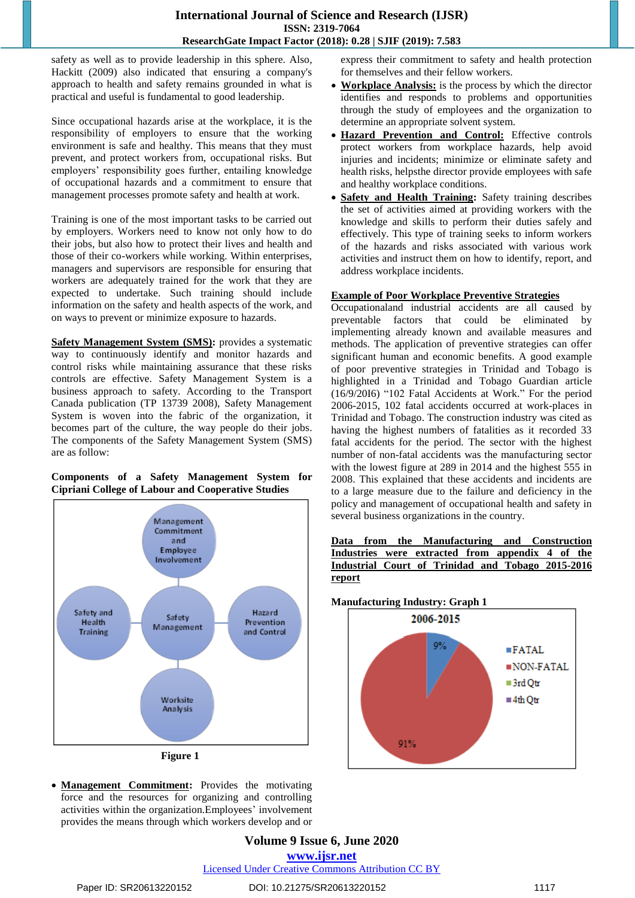safety as well as to provide leadership in this sphere. Also, Hackitt (2009) also indicated that ensuring a company's approach to health and safety remains grounded in what is practical and useful is fundamental to good leadership.

Since occupational hazards arise at the workplace, it is the responsibility of employers to ensure that the working environment is safe and healthy. This means that they must prevent, and protect workers from, occupational risks. But employers' responsibility goes further, entailing knowledge of occupational hazards and a commitment to ensure that management processes promote safety and health at work.

Training is one of the most important tasks to be carried out by employers. Workers need to know not only how to do their jobs, but also how to protect their lives and health and those of their co-workers while working. Within enterprises, managers and supervisors are responsible for ensuring that workers are adequately trained for the work that they are expected to undertake. Such training should include information on the safety and health aspects of the work, and on ways to prevent or minimize exposure to hazards.

**Safety Management System (SMS):** provides a systematic way to continuously identify and monitor hazards and control risks while maintaining assurance that these risks controls are effective. Safety Management System is a business approach to safety. According to the Transport Canada publication (TP 13739 2008), Safety Management System is woven into the fabric of the organization, it becomes part of the culture, the way people do their jobs. The components of the Safety Management System (SMS) are as follow:

**Components of a Safety Management System for Cipriani College of Labour and Cooperative Studies**

Management Commitment and Employee Involvement

Safety and Health Training

Safety Management

Hazard Prevention and Control

Worksite Analysis

**Figure 1**

- **Management Commitment**: Provides the motivating force and the resources for organizing and controlling activities within the organization.Employees' involvement provides the means through which workers develop and or express their commitment to safety and health protection for themselves and their fellow workers.
- **Workplace Analysis:** is the process by which the director identifies and responds to problems and opportunities through the study of employees and the organization to determine an appropriate solvent system.
- **Hazard Prevention and Control:** Effective controls protect workers from workplace hazards, help avoid injuries and incidents; minimize or eliminate safety and health risks, helpsthe director provide employees with safe and healthy workplace conditions.
- **Safety and Health Training**: Safety training describes the set of activities aimed at providing workers with the knowledge and skills to perform their duties safely and effectively. This type of training seeks to inform workers of the hazards and risks associated with various work activities and instruct them on how to identify, report, and address workplace incidents.

**Example of Poor Workplace Preventive Strategies**

Occupationaland industrial accidents are all caused by preventable factors that could be eliminated by implementing already known and available measures and methods. The application of preventive strategies can offer significant human and economic benefits. A good example of poor preventive strategies in Trinidad and Tobago is highlighted in a Trinidad and Tobago Guardian article (16/9/2016) "102 Fatal Accidents at Work." For the period 2006-2015, 102 fatal accidents occurred at work-places in Trinidad and Tobago. The construction industry was cited as having the highest numbers of fatalities as it recorded 33 fatal accidents for the period. The sector with the highest number of non-fatal accidents was the manufacturing sector with the lowest figure at 289 in 2014 and the highest 555 in 2008. This explained that these accidents and incidents are to a large measure due to the failure and deficiency in the policy and management of occupational health and safety in several business organizations in the country.

**Data from the Manufacturing and Construction Industries were extracted from appendix 4 of the Industrial Court of Trinidad and Tobago 2015-2016 report**

**Manufacturing Industry: Graph 1**

2006-2015

9%

91%

FATAL

NON-FATAL

3rd Qtr

4th Qtr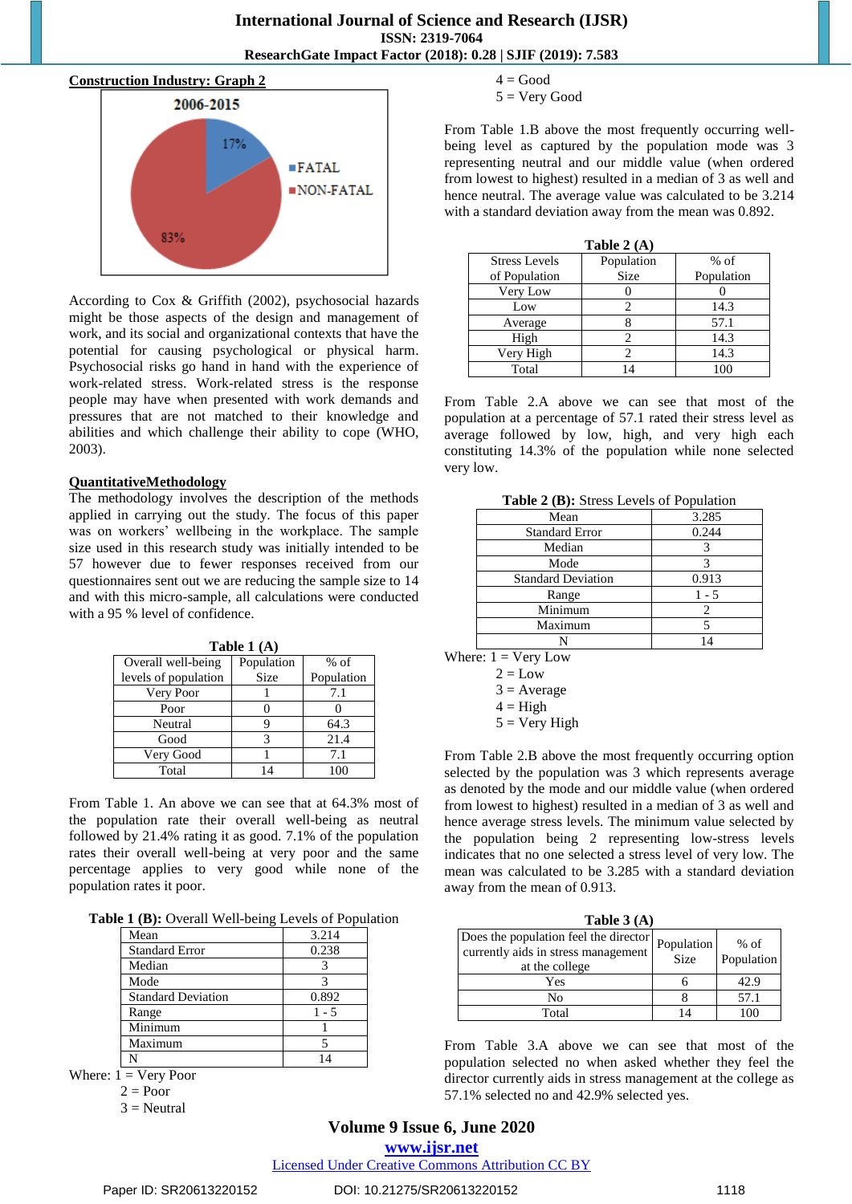**Construction Industry: Graph 2**

2006-2015

17%

83%

FATAL

NON-FATAL

According to Cox & Griffith (2002), psychosocial hazards might be those aspects of the design and management of work, and its social and organizational contexts that have the potential for causing psychological or physical harm. Psychosocial risks go hand in hand with the experience of work-related stress. Work-related stress is the response people may have when presented with work demands and pressures that are not matched to their knowledge and abilities and which challenge their ability to cope (WHO, 2003).

**QuantitativeMethodology**

The methodology involves the description of the methods applied in carrying out the study. The focus of this paper was on workers' wellbeing in the workplace. The sample size used in this research study was initially intended to be 57 however due to fewer responses received from our questionnaires sent out we are reducing the sample size to 14 and with this micro-sample, all calculations were conducted with a 95 % level of confidence.

**Table 1 (A)**

| Overall well-being levels of population | Population Size | % of Population |
|---|---|---|
| Very Poor | 1 | 7.1 |
| Poor | 0 | 0 |
| Neutral | 9 | 64.3 |
| Good | 3 | 21.4 |
| Very Good | 1 | 7.1 |
| Total | 14 | 100 |

From Table 1. An above we can see that at 64.3% most of the population rate their overall well-being as neutral followed by 21.4% rating it as good. 7.1% of the population rates their overall well-being at very poor and the same percentage applies to very good while none of the population rates it poor.

**Table 1 (B):** Overall Well-being Levels of Population

| | |
|---|---|
| Mean | 3.214 |
| Standard Error | 0.238 |
| Median | 3 |
| Mode | 3 |
| Standard Deviation | 0.892 |
| Range | 1 - 5 |
| Minimum | 1 |
| Maximum | 5 |
| N | 14 |

Where: 1 = Very Poor
2 = Poor
3 = Neutral
4 = Good
5 = Very Good

From Table 1.B above the most frequently occurring well-being level as captured by the population mode was 3 representing neutral and our middle value (when ordered from lowest to highest) resulted in a median of 3 as well and hence neutral. The average value was calculated to be 3.214 with a standard deviation away from the mean was 0.892.

**Table 2 (A)**

| Stress Levels of Population | Population Size | % of Population |
|---|---|---|
| Very Low | 0 | 0 |
| Low | 2 | 14.3 |
| Average | 8 | 57.1 |
| High | 2 | 14.3 |
| Very High | 2 | 14.3 |
| Total | 14 | 100 |

From Table 2.A above we can see that most of the population at a percentage of 57.1 rated their stress level as average followed by low, high, and very high each constituting 14.3% of the population while none selected very low.

**Table 2 (B):** Stress Levels of Population

| | |
|---|---|
| Mean | 3.285 |
| Standard Error | 0.244 |
| Median | 3 |
| Mode | 3 |
| Standard Deviation | 0.913 |
| Range | 1 - 5 |
| Minimum | 2 |
| Maximum | 5 |
| N | 14 |

Where: 1 = Very Low
2 = Low
3 = Average
4 = High
5 = Very High

From Table 2.B above the most frequently occurring option selected by the population was 3 which represents average as denoted by the mode and our middle value (when ordered from lowest to highest) resulted in a median of 3 as well and hence average stress levels. The minimum value selected by the population being 2 representing low-stress levels indicates that no one selected a stress level of very low. The mean was calculated to be 3.285 with a standard deviation away from the mean of 0.913.

**Table 3 (A)**

| Does the population feel the director currently aids in stress management at the college | Population Size | % of Population |
|---|---|---|
| Yes | 6 | 42.9 |
| No | 8 | 57.1 |
| Total | 14 | 100 |

From Table 3.A above we can see that most of the population selected no when asked whether they feel the director currently aids in stress management at the college as 57.1% selected no and 42.9% selected yes.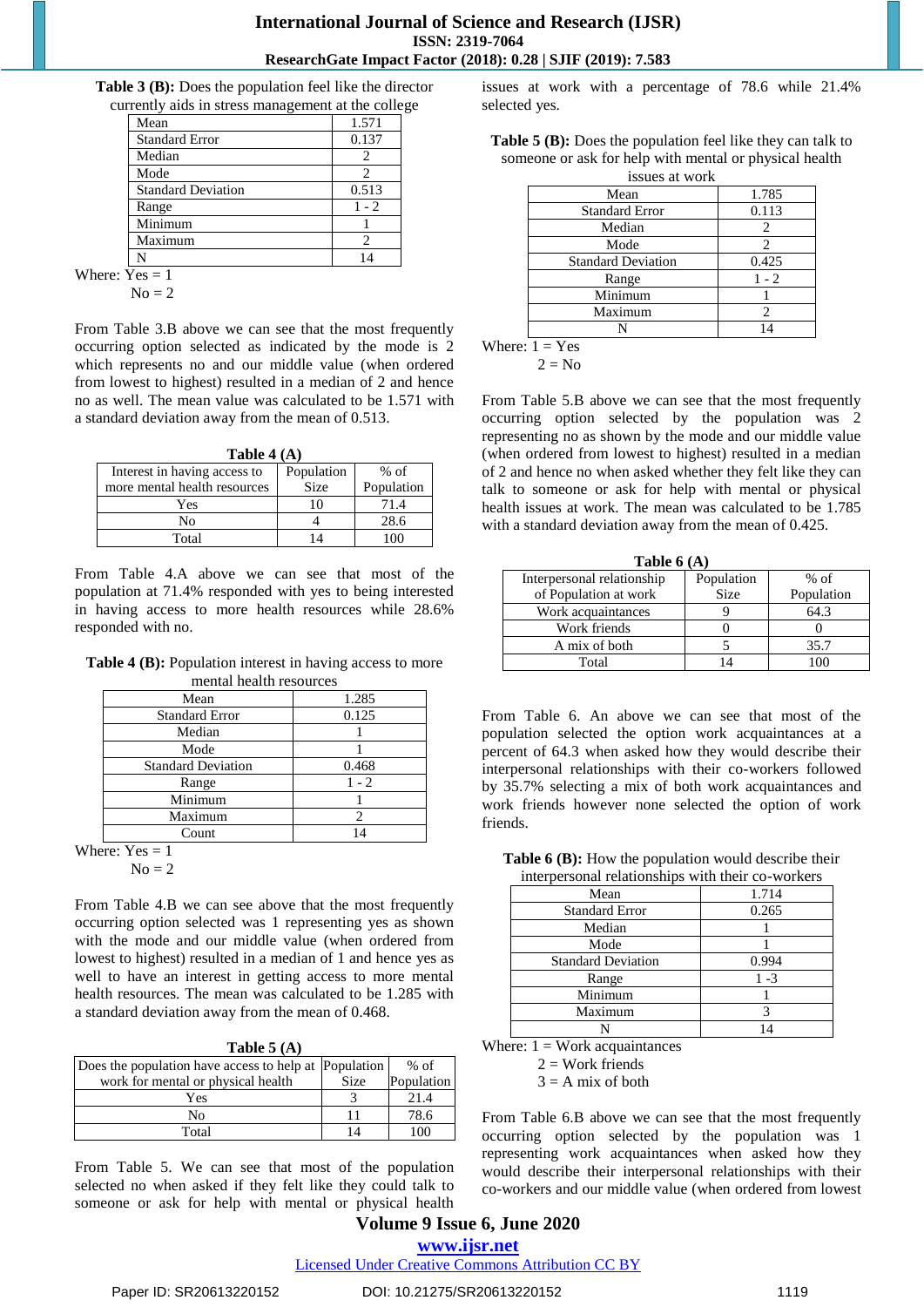**Table 3 (B):** Does the population feel like the director currently aids in stress management at the college

| | |
|---|---|
| Mean | 1.571 |
| Standard Error | 0.137 |
| Median | 2 |
| Mode | 2 |
| Standard Deviation | 0.513 |
| Range | 1 - 2 |
| Minimum | 1 |
| Maximum | 2 |
| N | 14 |

Where: Yes = 1
No = 2

From Table 3.B above we can see that the most frequently occurring option selected as indicated by the mode is 2 which represents no and our middle value (when ordered from lowest to highest) resulted in a median of 2 and hence no as well. The mean value was calculated to be 1.571 with a standard deviation away from the mean of 0.513.

**Table 4 (A)**

| Interest in having access to more mental health resources | Population Size | % of Population |
|---|---|---|
| Yes | 10 | 71.4 |
| No | 4 | 28.6 |
| Total | 14 | 100 |

From Table 4.A above we can see that most of the population at 71.4% responded with yes to being interested in having access to more health resources while 28.6% responded with no.

**Table 4 (B):** Population interest in having access to more mental health resources

| | |
|---|---|
| Mean | 1.285 |
| Standard Error | 0.125 |
| Median | 1 |
| Mode | 1 |
| Standard Deviation | 0.468 |
| Range | 1 - 2 |
| Minimum | 1 |
| Maximum | 2 |
| Count | 14 |

Where: Yes = 1
No = 2

From Table 4.B we can see above that the most frequently occurring option selected was 1 representing yes as shown with the mode and our middle value (when ordered from lowest to highest) resulted in a median of 1 and hence yes as well to have an interest in getting access to more mental health resources. The mean was calculated to be 1.285 with a standard deviation away from the mean of 0.468.

**Table 5 (A)**

| Does the population have access to help at work for mental or physical health | Population Size | % of Population |
|---|---|---|
| Yes | 3 | 21.4 |
| No | 11 | 78.6 |
| Total | 14 | 100 |

From Table 5. We can see that most of the population selected no when asked if they felt like they could talk to someone or ask for help with mental or physical health issues at work with a percentage of 78.6 while 21.4% selected yes.

**Table 5 (B):** Does the population feel like they can talk to someone or ask for help with mental or physical health issues at work

| | |
|---|---|
| Mean | 1.785 |
| Standard Error | 0.113 |
| Median | 2 |
| Mode | 2 |
| Standard Deviation | 0.425 |
| Range | 1 - 2 |
| Minimum | 1 |
| Maximum | 2 |
| N | 14 |

Where: 1 = Yes
2 = No

From Table 5.B above we can see that the most frequently occurring option selected by the population was 2 representing no as shown by the mode and our middle value (when ordered from lowest to highest) resulted in a median of 2 and hence no when asked whether they felt like they can talk to someone or ask for help with mental or physical health issues at work. The mean was calculated to be 1.785 with a standard deviation away from the mean of 0.425.

**Table 6 (A)**

| Interpersonal relationship of Population at work | Population Size | % of Population |
|---|---|---|
| Work acquaintances | 9 | 64.3 |
| Work friends | 0 | 0 |
| A mix of both | 5 | 35.7 |
| Total | 14 | 100 |

From Table 6. An above we can see that most of the population selected the option work acquaintances at a percent of 64.3 when asked how they would describe their interpersonal relationships with their co-workers followed by 35.7% selecting a mix of both work acquaintances and work friends however none selected the option of work friends.

**Table 6 (B):** How the population would describe their interpersonal relationships with their co-workers

| | |
|---|---|
| Mean | 1.714 |
| Standard Error | 0.265 |
| Median | 1 |
| Mode | 1 |
| Standard Deviation | 0.994 |
| Range | 1 -3 |
| Minimum | 1 |
| Maximum | 3 |
| N | 14 |

Where: 1 = Work acquaintances
2 = Work friends
3 = A mix of both

From Table 6.B above we can see that the most frequently occurring option selected by the population was 1 representing work acquaintances when asked how they would describe their interpersonal relationships with their co-workers and our middle value (when ordered from lowest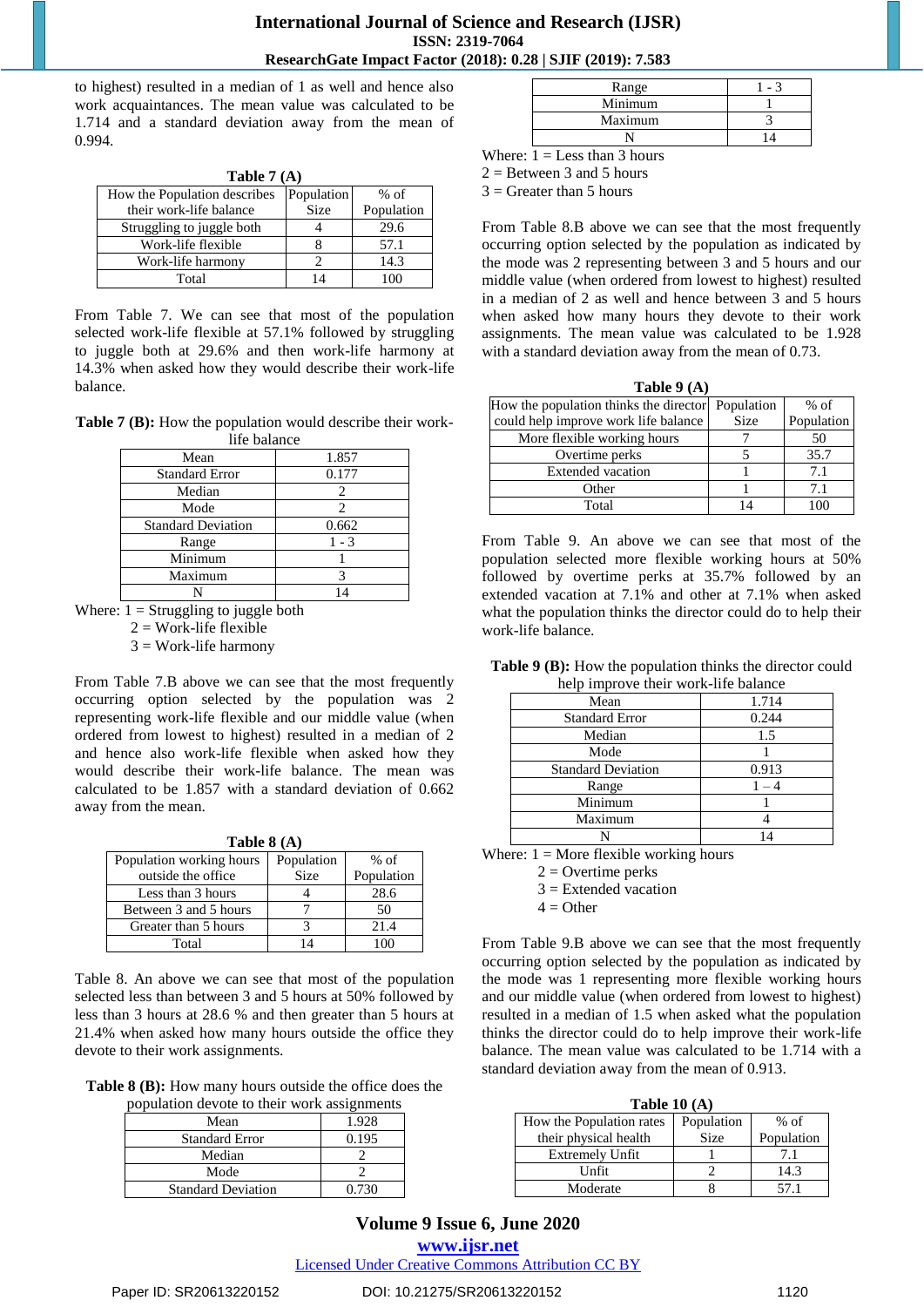to highest) resulted in a median of 1 as well and hence also work acquaintances. The mean value was calculated to be 1.714 and a standard deviation away from the mean of 0.994.

**Table 7 (A)**

| How the Population describes their work-life balance | Population Size | % of Population |
|---|---|---|
| Struggling to juggle both | 4 | 29.6 |
| Work-life flexible | 8 | 57.1 |
| Work-life harmony | 2 | 14.3 |
| Total | 14 | 100 |

From Table 7. We can see that most of the population selected work-life flexible at 57.1% followed by struggling to juggle both at 29.6% and then work-life harmony at 14.3% when asked how they would describe their work-life balance.

**Table 7 (B):** How the population would describe their work-life balance

| | |
|---|---|
| Mean | 1.857 |
| Standard Error | 0.177 |
| Median | 2 |
| Mode | 2 |
| Standard Deviation | 0.662 |
| Range | 1 - 3 |
| Minimum | 1 |
| Maximum | 3 |
| N | 14 |

Where: 1 = Struggling to juggle both
2 = Work-life flexible
3 = Work-life harmony

From Table 7.B above we can see that the most frequently occurring option selected by the population was 2 representing work-life flexible and our middle value (when ordered from lowest to highest) resulted in a median of 2 and hence also work-life flexible when asked how they would describe their work-life balance. The mean was calculated to be 1.857 with a standard deviation of 0.662 away from the mean.

**Table 8 (A)**

| Population working hours outside the office | Population Size | % of Population |
|---|---|---|
| Less than 3 hours | 4 | 28.6 |
| Between 3 and 5 hours | 7 | 50 |
| Greater than 5 hours | 3 | 21.4 |
| Total | 14 | 100 |

Table 8. An above we can see that most of the population selected less than between 3 and 5 hours at 50% followed by less than 3 hours at 28.6 % and then greater than 5 hours at 21.4% when asked how many hours outside the office they devote to their work assignments.

**Table 8 (B):** How many hours outside the office does the population devote to their work assignments

| | |
|---|---|
| Mean | 1.928 |
| Standard Error | 0.195 |
| Median | 2 |
| Mode | 2 |
| Standard Deviation | 0.730 |
| Range | 1 - 3 |
| Minimum | 1 |
| Maximum | 3 |
| N | 14 |

Where: 1 = Less than 3 hours
2 = Between 3 and 5 hours
3 = Greater than 5 hours

From Table 8.B above we can see that the most frequently occurring option selected by the population as indicated by the mode was 2 representing between 3 and 5 hours and our middle value (when ordered from lowest to highest) resulted in a median of 2 as well and hence between 3 and 5 hours when asked how many hours they devote to their work assignments. The mean was calculated to be 1.928 with a standard deviation away from the mean of 0.73.

**Table 9 (A)**

| How the population thinks the director could help improve work life balance | Population Size | % of Population |
|---|---|---|
| More flexible working hours | 7 | 50 |
| Overtime perks | 5 | 35.7 |
| Extended vacation | 1 | 7.1 |
| Other | 1 | 7.1 |
| Total | 14 | 100 |

From Table 9. An above we can see that most of the population selected more flexible working hours at 50% followed by overtime perks at 35.7% followed by an extended vacation at 7.1% and other at 7.1% when asked what the population thinks the director could do to help their work-life balance.

**Table 9 (B):** How the population thinks the director could help improve their work-life balance

| | |
|---|---|
| Mean | 1.714 |
| Standard Error | 0.244 |
| Median | 1.5 |
| Mode | 1 |
| Standard Deviation | 0.913 |
| Range | 1 – 4 |
| Minimum | 1 |
| Maximum | 4 |
| N | 14 |

Where: 1 = More flexible working hours
2 = Overtime perks
3 = Extended vacation
4 = Other

From Table 9.B above we can see that the most frequently occurring option selected by the population as indicated by the mode was 1 representing more flexible working hours and our middle value (when ordered from lowest to highest) resulted in a median of 1.5 when asked what the population thinks the director could do to help improve their work-life balance. The mean value was calculated to be 1.714 with a standard deviation away from the mean of 0.913.

**Table 10 (A)**

| How the Population rates their physical health | Population Size | % of Population |
|---|---|---|
| Extremely Unfit | 1 | 7.1 |
| Unfit | 2 | 14.3 |
| Moderate | 8 | 57.1 |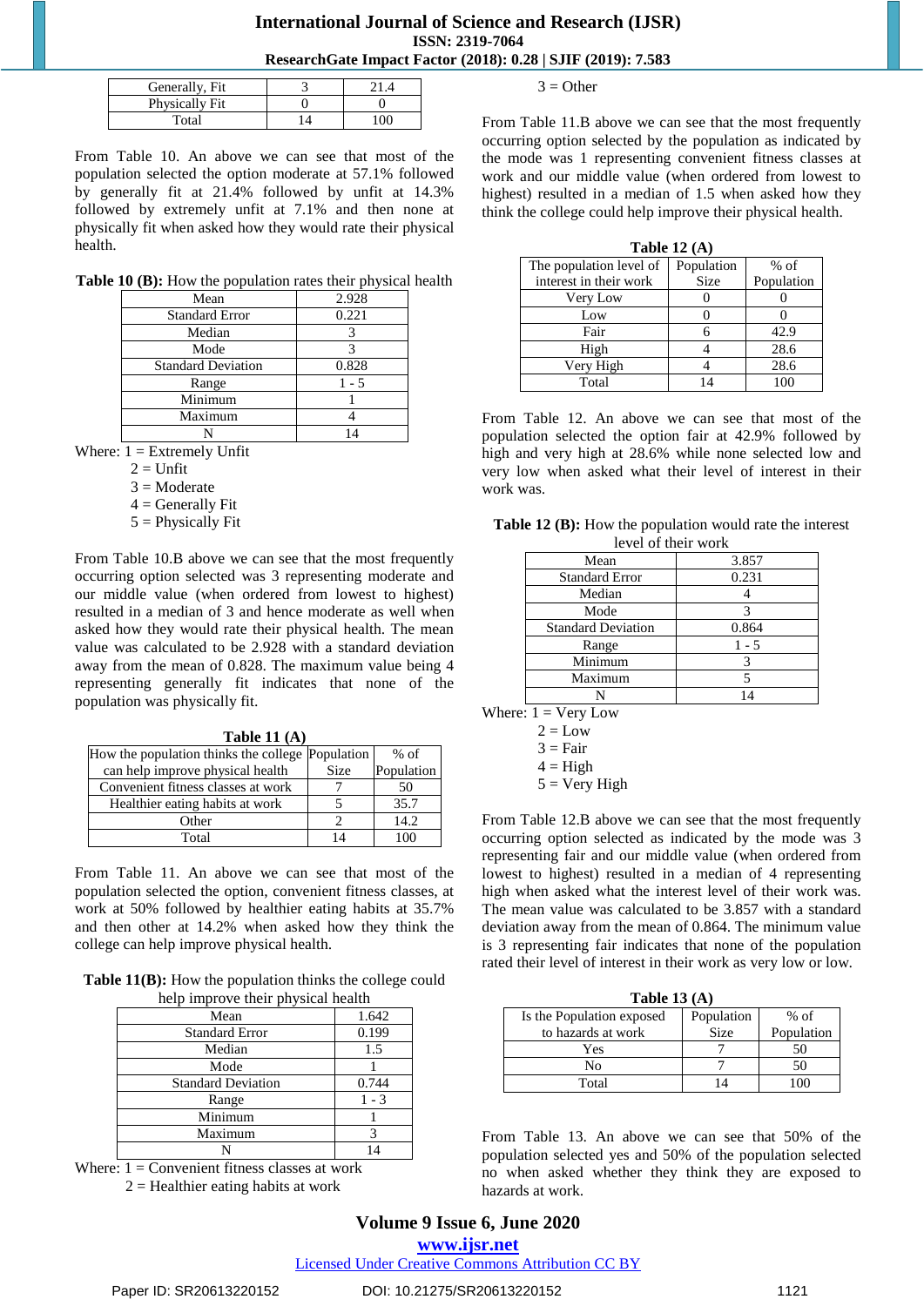| Generally, Fit | 3 | 21.4 |
|---|---|---|
| Physically Fit | 0 | 0 |
| Total | 14 | 100 |

From Table 10. An above we can see that most of the population selected the option moderate at 57.1% followed by generally fit at 21.4% followed by unfit at 14.3% followed by extremely unfit at 7.1% and then none at physically fit when asked how they would rate their physical health.

**Table 10 (B):** How the population rates their physical health

| | |
|---|---|
| Mean | 2.928 |
| Standard Error | 0.221 |
| Median | 3 |
| Mode | 3 |
| Standard Deviation | 0.828 |
| Range | 1 - 5 |
| Minimum | 1 |
| Maximum | 4 |
| N | 14 |

Where: 1 = Extremely Unfit
2 = Unfit
3 = Moderate
4 = Generally Fit
5 = Physically Fit

From Table 10.B above we can see that the most frequently occurring option selected was 3 representing moderate and our middle value (when ordered from lowest to highest) resulted in a median of 3 and hence moderate as well when asked how they would rate their physical health. The mean value was calculated to be 2.928 with a standard deviation away from the mean of 0.828. The maximum value being 4 representing generally fit indicates that none of the population was physically fit.

**Table 11 (A)**

| How the population thinks the college can help improve physical health | Population Size | % of Population |
|---|---|---|
| Convenient fitness classes at work | 7 | 50 |
| Healthier eating habits at work | 5 | 35.7 |
| Other | 2 | 14.2 |
| Total | 14 | 100 |

From Table 11. An above we can see that most of the population selected the option, convenient fitness classes, at work at 50% followed by healthier eating habits at 35.7% and then other at 14.2% when asked how they think the college can help improve physical health.

**Table 11(B):** How the population thinks the college could help improve their physical health

| | |
|---|---|
| Mean | 1.642 |
| Standard Error | 0.199 |
| Median | 1.5 |
| Mode | 1 |
| Standard Deviation | 0.744 |
| Range | 1 - 3 |
| Minimum | 1 |
| Maximum | 3 |
| N | 14 |

Where: 1 = Convenient fitness classes at work
2 = Healthier eating habits at work
3 = Other

From Table 11.B above we can see that the most frequently occurring option selected by the population as indicated by the mode was 1 representing convenient fitness classes at work and our middle value (when ordered from lowest to highest) resulted in a median of 1.5 when asked how they think the college could help improve their physical health.

**Table 12 (A)**

| The population level of interest in their work | Population Size | % of Population |
|---|---|---|
| Very Low | 0 | 0 |
| Low | 0 | 0 |
| Fair | 6 | 42.9 |
| High | 4 | 28.6 |
| Very High | 4 | 28.6 |
| Total | 14 | 100 |

From Table 12. An above we can see that most of the population selected the option fair at 42.9% followed by high and very high at 28.6% while none selected low and very low when asked what their level of interest in their work was.

**Table 12 (B):** How the population would rate the interest level of their work

| | |
|---|---|
| Mean | 3.857 |
| Standard Error | 0.231 |
| Median | 4 |
| Mode | 3 |
| Standard Deviation | 0.864 |
| Range | 1 - 5 |
| Minimum | 3 |
| Maximum | 5 |
| N | 14 |

Where: 1 = Very Low
2 = Low
3 = Fair
4 = High
5 = Very High

From Table 12.B above we can see that the most frequently occurring option selected as indicated by the mode was 3 representing fair and our middle value (when ordered from lowest to highest) resulted in a median of 4 representing high when asked what the interest level of their work was. The mean value was calculated to be 3.857 with a standard deviation away from the mean of 0.864. The minimum value is 3 representing fair indicates that none of the population rated their level of interest in their work as very low or low.

**Table 13 (A)**

| Is the Population exposed to hazards at work | Population Size | % of Population |
|---|---|---|
| Yes | 7 | 50 |
| No | 7 | 50 |
| Total | 14 | 100 |

From Table 13. An above we can see that 50% of the population selected yes and 50% of the population selected no when asked whether they think they are exposed to hazards at work.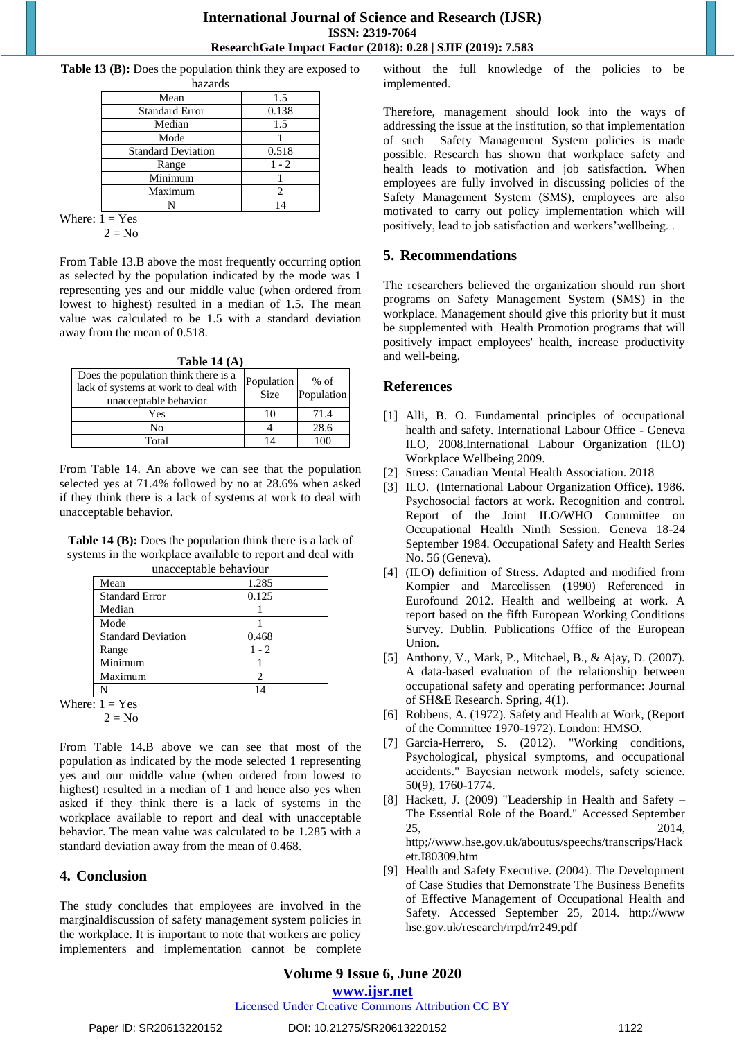**Table 13 (B):** Does the population think they are exposed to hazards

| | |
|---|---|
| Mean | 1.5 |
| Standard Error | 0.138 |
| Median | 1.5 |
| Mode | 1 |
| Standard Deviation | 0.518 |
| Range | 1 - 2 |
| Minimum | 1 |
| Maximum | 2 |
| N | 14 |

Where: 1 = Yes
2 = No

From Table 13.B above the most frequently occurring option as selected by the population indicated by the mode was 1 representing yes and our middle value (when ordered from lowest to highest) resulted in a median of 1.5. The mean value was calculated to be 1.5 with a standard deviation away from the mean of 0.518.

**Table 14 (A)**

| Does the population think there is a lack of systems at work to deal with unacceptable behavior | Population Size | % of Population |
|---|---|---|
| Yes | 10 | 71.4 |
| No | 4 | 28.6 |
| Total | 14 | 100 |

From Table 14. An above we can see that the population selected yes at 71.4% followed by no at 28.6% when asked if they think there is a lack of systems at work to deal with unacceptable behavior.

**Table 14 (B):** Does the population think there is a lack of systems in the workplace available to report and deal with unacceptable behaviour

| | |
|---|---|
| Mean | 1.285 |
| Standard Error | 0.125 |
| Median | 1 |
| Mode | 1 |
| Standard Deviation | 0.468 |
| Range | 1 - 2 |
| Minimum | 1 |
| Maximum | 2 |
| N | 14 |

Where: 1 = Yes
2 = No

From Table 14.B above we can see that most of the population as indicated by the mode selected 1 representing yes and our middle value (when ordered from lowest to highest) resulted in a median of 1 and hence also yes when asked if they think there is a lack of systems in the workplace available to report and deal with unacceptable behavior. The mean value was calculated to be 1.285 with a standard deviation away from the mean of 0.468.

## 4. Conclusion

The study concludes that employees are involved in the marginaldiscussion of safety management system policies in the workplace. It is important to note that workers are policy implementers and implementation cannot be complete without the full knowledge of the policies to be implemented.

Therefore, management should look into the ways of addressing the issue at the institution, so that implementation of such Safety Management System policies is made possible. Research has shown that workplace safety and health leads to motivation and job satisfaction. When employees are fully involved in discussing policies of the Safety Management System (SMS), employees are also motivated to carry out policy implementation which will positively, lead to job satisfaction and workers'wellbeing. .

## 5. Recommendations

The researchers believed the organization should run short programs on Safety Management System (SMS) in the workplace. Management should give this priority but it must be supplemented with Health Promotion programs that will positively impact employees' health, increase productivity and well-being.

## References

[1] Alli, B. O. Fundamental principles of occupational health and safety. International Labour Office - Geneva ILO, 2008.International Labour Organization (ILO) Workplace Wellbeing 2009.

[2] Stress: Canadian Mental Health Association. 2018

[3] ILO. (International Labour Organization Office). 1986. Psychosocial factors at work. Recognition and control. Report of the Joint ILO/WHO Committee on Occupational Health Ninth Session. Geneva 18-24 September 1984. Occupational Safety and Health Series No. 56 (Geneva).

[4] (ILO) definition of Stress. Adapted and modified from Kompier and Marcelissen (1990) Referenced in Eurofound 2012. Health and wellbeing at work. A report based on the fifth European Working Conditions Survey. Dublin. Publications Office of the European Union.

[5] Anthony, V., Mark, P., Mitchael, B., & Ajay, D. (2007). A data-based evaluation of the relationship between occupational safety and operating performance: Journal of SH&E Research. Spring, 4(1).

[6] Robbens, A. (1972). Safety and Health at Work, (Report of the Committee 1970-1972). London: HMSO.

[7] Garcia-Herrero, S. (2012). "Working conditions, Psychological, physical symptoms, and occupational accidents." Bayesian network models, safety science. 50(9), 1760-1774.

[8] Hackett, J. (2009) "Leadership in Health and Safety – The Essential Role of the Board." Accessed September 25, 2014, http;//www.hse.gov.uk/aboutus/speechs/transcrips/Hackett.I80309.htm

[9] Health and Safety Executive. (2004). The Development of Case Studies that Demonstrate The Business Benefits of Effective Management of Occupational Health and Safety. Accessed September 25, 2014. http://www hse.gov.uk/research/rrpd/rr249.pdf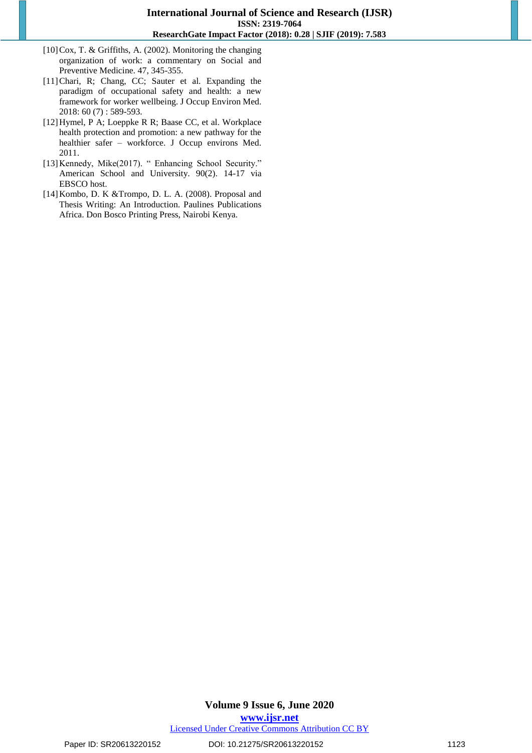[10] Cox, T. & Griffiths, A. (2002). Monitoring the changing organization of work: a commentary on Social and Preventive Medicine. 47, 345-355.

[11] Chari, R; Chang, CC; Sauter et al. Expanding the paradigm of occupational safety and health: a new framework for worker wellbeing. J Occup Environ Med. 2018: 60 (7) : 589-593.

[12] Hymel, P A; Loeppke R R; Baase CC, et al. Workplace health protection and promotion: a new pathway for the healthier safer – workforce. J Occup environs Med. 2011.

[13] Kennedy, Mike(2017). " Enhancing School Security." American School and University. 90(2). 14-17 via EBSCO host.

[14] Kombo, D. K &Trompo, D. L. A. (2008). Proposal and Thesis Writing: An Introduction. Paulines Publications Africa. Don Bosco Printing Press, Nairobi Kenya.